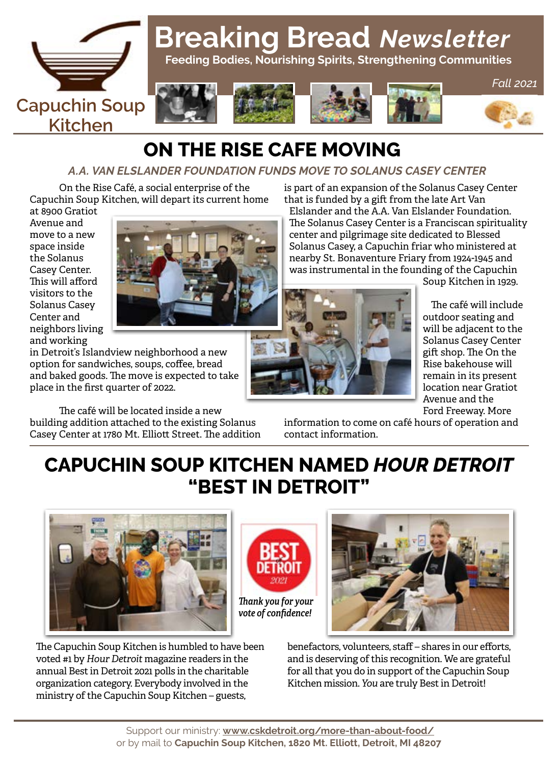Capuchin Soup Kitchen

# Breaking Bread *Newsletter*

**Feeding Bodies, Nourishing Spirits, Strengthening Communities**

*Fall 2021*

## ON THE RISE CAFE MOVING

### *A.A. VAN ELSLANDER FOUNDATION FUNDS MOVE TO SOLANUS CASEY CENTER*

On the Rise Café, a social enterprise of the Capuchin Soup Kitchen, will depart its current home at 8900 Gratiot Avenue and move to a new space inside the Solanus Casey Center. This will afford visitors to the Solanus Casey Center and neighbors living and working in Detroit's Islandview neighborhood a new option for sandwiches, soups, coffee, bread and baked goods. The move is expected to take place in the first quarter of 2022.

The café will be located inside a new building addition attached to the existing Solanus Casey Center at 1780 Mt. Elliott Street. The addition is part of an expansion of the Solanus Casey Center that is funded by a gift from the late Art Van Elslander and the A.A. Van Elslander Foundation. The Solanus Casey Center is a Franciscan spirituality center and pilgrimage site dedicated to Blessed Solanus Casey, a Capuchin friar who ministered at nearby St. Bonaventure Friary from 1924-1945 and was instrumental in the founding of the Capuchin Soup Kitchen in 1929.

The café will include outdoor seating and will be adjacent to the Solanus Casey Center gift shop. The On the Rise bakehouse will remain in its present location near Gratiot Avenue and the Ford Freeway. More information to come on café hours of operation and contact information.

## CAPUCHIN SOUP KITCHEN NAMED *HOUR DETROIT* "BEST IN DETROIT"

BEST of DETROIT 2021

*Thank you for your vote of confidence!*

The Capuchin Soup Kitchen is humbled to have been voted #1 by *Hour Detroit* magazine readers in the annual Best in Detroit 2021 polls in the charitable organization category. Everybody involved in the ministry of the Capuchin Soup Kitchen – guests, benefactors, volunteers, staff – shares in our efforts, and is deserving of this recognition. We are grateful for all that you do in support of the Capuchin Soup Kitchen mission. *You* are truly Best in Detroit!

Support our ministry: **www.cskdetroit.org/more-than-about-food/**
or by mail to **Capuchin Soup Kitchen, 1820 Mt. Elliott, Detroit, MI 48207**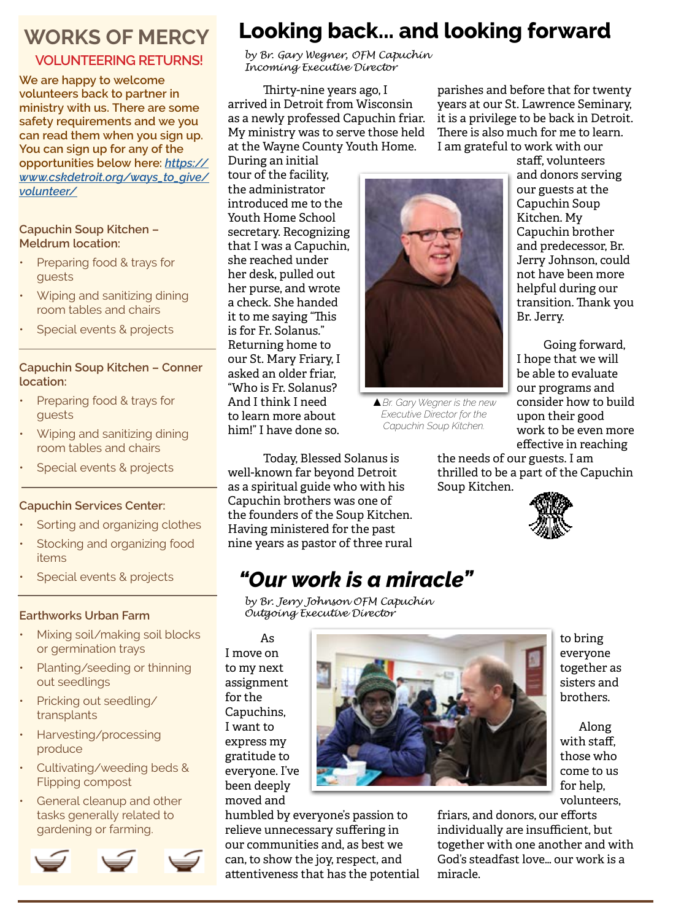## WORKS OF MERCY

### VOLUNTEERING RETURNS!

**We are happy to welcome volunteers back to partner in ministry with us. There are some safety requirements and we you can read them when you sign up. You can sign up for any of the opportunities below here: *https://www.cskdetroit.org/ways_to_give/volunteer/***

**Capuchin Soup Kitchen – Meldrum location:**

- Preparing food & trays for guests
- Wiping and sanitizing dining room tables and chairs
- Special events & projects

**Capuchin Soup Kitchen – Conner location:**

- Preparing food & trays for guests
- Wiping and sanitizing dining room tables and chairs
- Special events & projects

**Capuchin Services Center:**

- Sorting and organizing clothes
- Stocking and organizing food items
- Special events & projects

**Earthworks Urban Farm**

- Mixing soil/making soil blocks or germination trays
- Planting/seeding or thinning out seedlings
- Pricking out seedling/transplants
- Harvesting/processing produce
- Cultivating/weeding beds & Flipping compost
- General cleanup and other tasks generally related to gardening or farming.

# Looking back... and looking forward

*by Br. Gary Wegner, OFM Capuchin*
*Incoming Executive Director*

Thirty-nine years ago, I arrived in Detroit from Wisconsin as a newly professed Capuchin friar. My ministry was to serve those held at the Wayne County Youth Home. During an initial tour of the facility, the administrator introduced me to the Youth Home School secretary. Recognizing that I was a Capuchin, she reached under her desk, pulled out her purse, and wrote a check. She handed it to me saying "This is for Fr. Solanus." Returning home to our St. Mary Friary, I asked an older friar, "Who is Fr. Solanus? And I think I need to learn more about him!" I have done so.

Today, Blessed Solanus is well-known far beyond Detroit as a spiritual guide who with his Capuchin brothers was one of the founders of the Soup Kitchen. Having ministered for the past nine years as pastor of three rural parishes and before that for twenty years at our St. Lawrence Seminary, it is a privilege to be back in Detroit. There is also much for me to learn. I am grateful to work with our staff, volunteers and donors serving our guests at the Capuchin Soup Kitchen. My Capuchin brother and predecessor, Br. Jerry Johnson, could not have been more helpful during our transition. Thank you Br. Jerry.

▲*Br. Gary Wegner is the new Executive Director for the Capuchin Soup Kitchen.*

Going forward, I hope that we will be able to evaluate our programs and consider how to build upon their good work to be even more effective in reaching the needs of our guests. I am thrilled to be a part of the Capuchin Soup Kitchen.

# *"Our work is a miracle"*

*by Br. Jerry Johnson OFM Capuchin*
*Outgoing Executive Director*

As I move on to my next assignment for the Capuchins, I want to express my gratitude to everyone. I've been deeply moved and humbled by everyone's passion to relieve unnecessary suffering in our communities and, as best we can, to show the joy, respect, and attentiveness that has the potential to bring everyone together as sisters and brothers.

Along with staff, those who come to us for help, volunteers, friars, and donors, our efforts individually are insufficient, but together with one another and with God's steadfast love... our work is a miracle.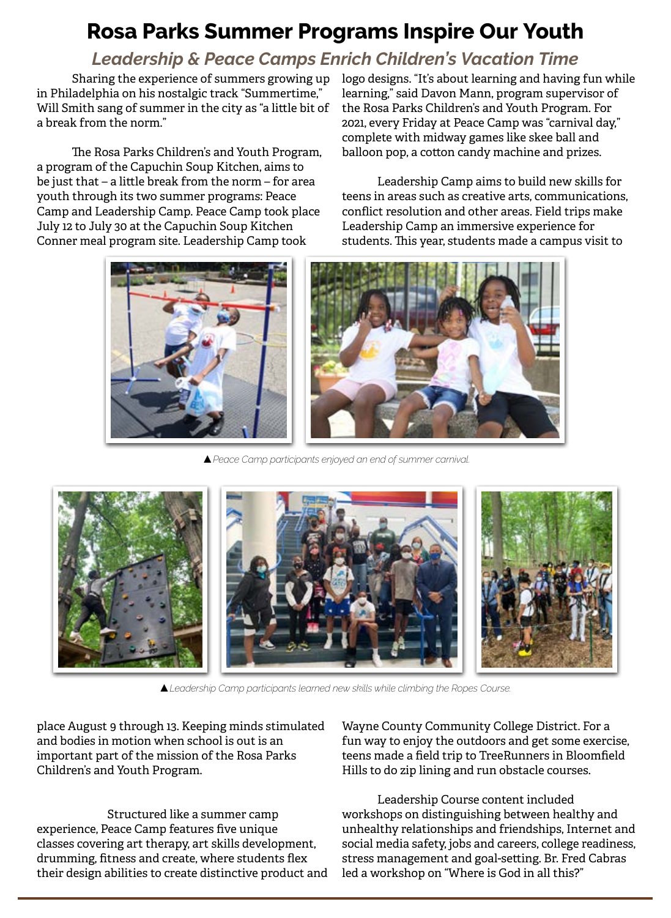# Rosa Parks Summer Programs Inspire Our Youth

## *Leadership & Peace Camps Enrich Children's Vacation Time*

Sharing the experience of summers growing up in Philadelphia on his nostalgic track "Summertime," Will Smith sang of summer in the city as "a little bit of a break from the norm."

The Rosa Parks Children's and Youth Program, a program of the Capuchin Soup Kitchen, aims to be just that – a little break from the norm – for area youth through its two summer programs: Peace Camp and Leadership Camp. Peace Camp took place July 12 to July 30 at the Capuchin Soup Kitchen Conner meal program site. Leadership Camp took place August 9 through 13. Keeping minds stimulated and bodies in motion when school is out is an important part of the mission of the Rosa Parks Children's and Youth Program.

Structured like a summer camp experience, Peace Camp features five unique classes covering art therapy, art skills development, drumming, fitness and create, where students flex their design abilities to create distinctive product and logo designs. "It's about learning and having fun while learning," said Davon Mann, program supervisor of the Rosa Parks Children's and Youth Program. For 2021, every Friday at Peace Camp was "carnival day," complete with midway games like skee ball and balloon pop, a cotton candy machine and prizes.

▲ *Peace Camp participants enjoyed an end of summer carnival.*

▲ *Leadership Camp participants learned new skills while climbing the Ropes Course.*

Leadership Camp aims to build new skills for teens in areas such as creative arts, communications, conflict resolution and other areas. Field trips make Leadership Camp an immersive experience for students. This year, students made a campus visit to Wayne County Community College District. For a fun way to enjoy the outdoors and get some exercise, teens made a field trip to TreeRunners in Bloomfield Hills to do zip lining and run obstacle courses.

Leadership Course content included workshops on distinguishing between healthy and unhealthy relationships and friendships, Internet and social media safety, jobs and careers, college readiness, stress management and goal-setting. Br. Fred Cabras led a workshop on "Where is God in all this?"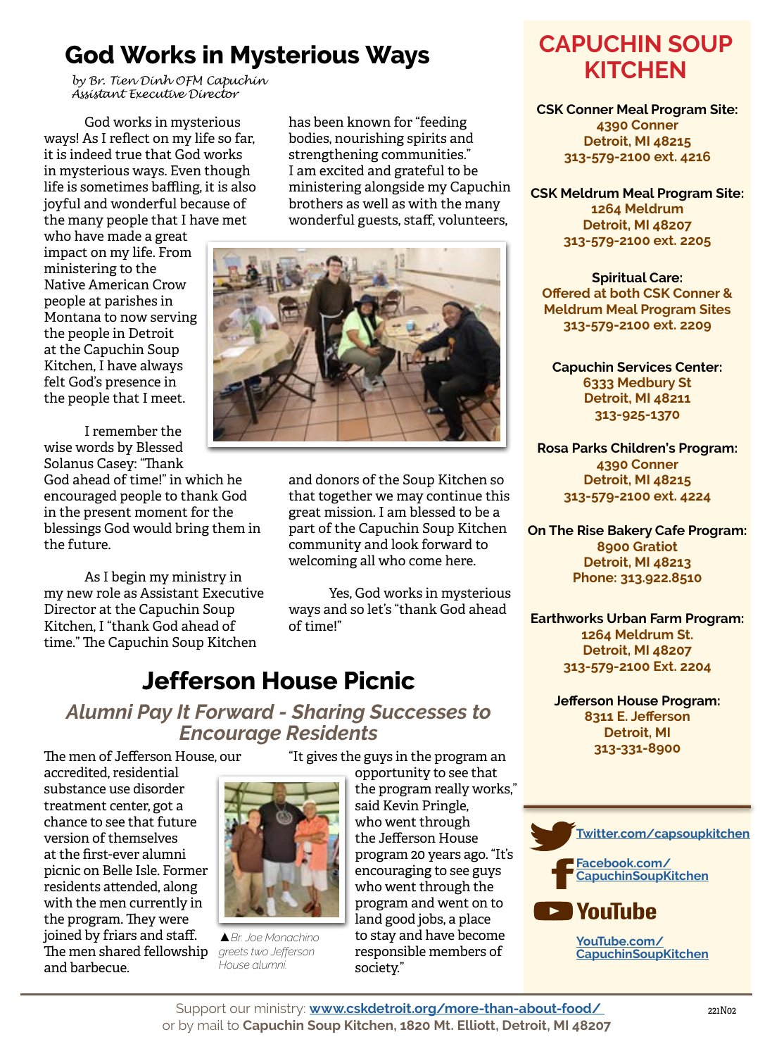# God Works in Mysterious Ways

*by Br. Tien Dinh OFM Capuchin*
*Assistant Executive Director*

God works in mysterious ways! As I reflect on my life so far, it is indeed true that God works in mysterious ways. Even though life is sometimes baffling, it is also joyful and wonderful because of the many people that I have met who have made a great impact on my life. From ministering to the Native American Crow people at parishes in Montana to now serving the people in Detroit at the Capuchin Soup Kitchen, I have always felt God's presence in the people that I meet.

I remember the wise words by Blessed Solanus Casey: "Thank God ahead of time!" in which he encouraged people to thank God in the present moment for the blessings God would bring them in the future.

As I begin my ministry in my new role as Assistant Executive Director at the Capuchin Soup Kitchen, I "thank God ahead of time." The Capuchin Soup Kitchen has been known for "feeding bodies, nourishing spirits and strengthening communities." I am excited and grateful to be ministering alongside my Capuchin brothers as well as with the many wonderful guests, staff, volunteers, and donors of the Soup Kitchen so that together we may continue this great mission. I am blessed to be a part of the Capuchin Soup Kitchen community and look forward to welcoming all who come here.

Yes, God works in mysterious ways and so let's "thank God ahead of time!"

# Jefferson House Picnic

## *Alumni Pay It Forward - Sharing Successes to Encourage Residents*

The men of Jefferson House, our accredited, residential substance use disorder treatment center, got a chance to see that future version of themselves at the first-ever alumni picnic on Belle Isle. Former residents attended, along with the men currently in the program. They were joined by friars and staff. The men shared fellowship and barbecue.

▲*Br. Joe Monachino greets two Jefferson House alumni.*

"It gives the guys in the program an opportunity to see that the program really works," said Kevin Pringle, who went through the Jefferson House program 20 years ago. "It's encouraging to see guys who went through the program and went on to land good jobs, a place to stay and have become responsible members of society."

# CAPUCHIN SOUP KITCHEN

**CSK Conner Meal Program Site:**
4390 Conner
Detroit, MI 48215
313-579-2100 ext. 4216

**CSK Meldrum Meal Program Site:**
1264 Meldrum
Detroit, MI 48207
313-579-2100 ext. 2205

**Spiritual Care:**
Offered at both CSK Conner & Meldrum Meal Program Sites
313-579-2100 ext. 2209

**Capuchin Services Center:**
6333 Medbury St
Detroit, MI 48211
313-925-1370

**Rosa Parks Children's Program:**
4390 Conner
Detroit, MI 48215
313-579-2100 ext. 4224

**On The Rise Bakery Cafe Program:**
8900 Gratiot
Detroit, MI 48213
Phone: 313.922.8510

**Earthworks Urban Farm Program:**
1264 Meldrum St.
Detroit, MI 48207
313-579-2100 Ext. 2204

**Jefferson House Program:**
8311 E. Jefferson
Detroit, MI
313-331-8900

Twitter.com/capsoupkitchen

Facebook.com/CapuchinSoupKitchen

YouTube

YouTube.com/CapuchinSoupKitchen

Support our ministry: **www.cskdetroit.org/more-than-about-food/**
or by mail to **Capuchin Soup Kitchen, 1820 Mt. Elliott, Detroit, MI 48207**

221N02